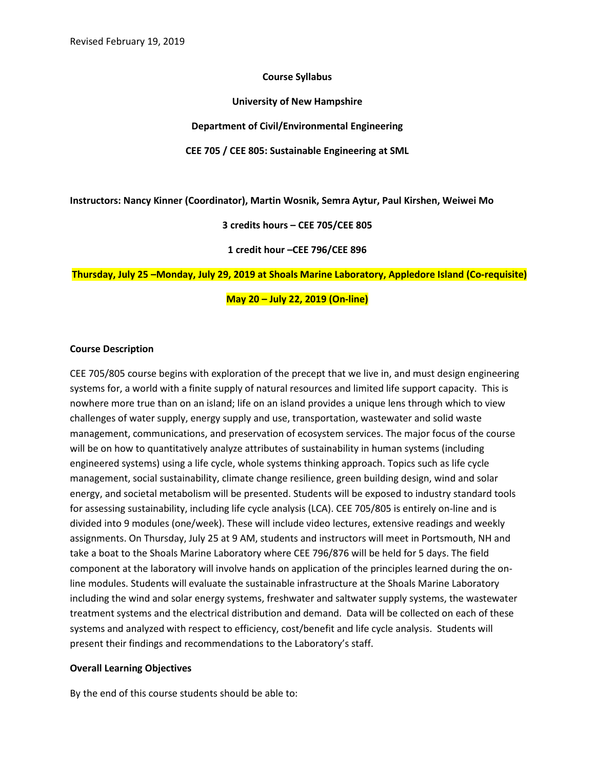Revised February 19, 2019

**Course Syllabus**

**University of New Hampshire**

**Department of Civil/Environmental Engineering**

**CEE 705 / CEE 805: Sustainable Engineering at SML**

**Instructors: Nancy Kinner (Coordinator), Martin Wosnik, Semra Aytur, Paul Kirshen, Weiwei Mo**

**3 credits hours – CEE 705/CEE 805**

**1 credit hour –CEE 796/CEE 896**

**Thursday, July 25 –Monday, July 29, 2019 at Shoals Marine Laboratory, Appledore Island (Co-requisite)**

**May 20 – July 22, 2019 (On-line)**

**Course Description**

CEE 705/805 course begins with exploration of the precept that we live in, and must design engineering systems for, a world with a finite supply of natural resources and limited life support capacity. This is nowhere more true than on an island; life on an island provides a unique lens through which to view challenges of water supply, energy supply and use, transportation, wastewater and solid waste management, communications, and preservation of ecosystem services. The major focus of the course will be on how to quantitatively analyze attributes of sustainability in human systems (including engineered systems) using a life cycle, whole systems thinking approach. Topics such as life cycle management, social sustainability, climate change resilience, green building design, wind and solar energy, and societal metabolism will be presented. Students will be exposed to industry standard tools for assessing sustainability, including life cycle analysis (LCA). CEE 705/805 is entirely on-line and is divided into 9 modules (one/week). These will include video lectures, extensive readings and weekly assignments. On Thursday, July 25 at 9 AM, students and instructors will meet in Portsmouth, NH and take a boat to the Shoals Marine Laboratory where CEE 796/876 will be held for 5 days. The field component at the laboratory will involve hands on application of the principles learned during the on-line modules. Students will evaluate the sustainable infrastructure at the Shoals Marine Laboratory including the wind and solar energy systems, freshwater and saltwater supply systems, the wastewater treatment systems and the electrical distribution and demand. Data will be collected on each of these systems and analyzed with respect to efficiency, cost/benefit and life cycle analysis. Students will present their findings and recommendations to the Laboratory's staff.

**Overall Learning Objectives**

By the end of this course students should be able to: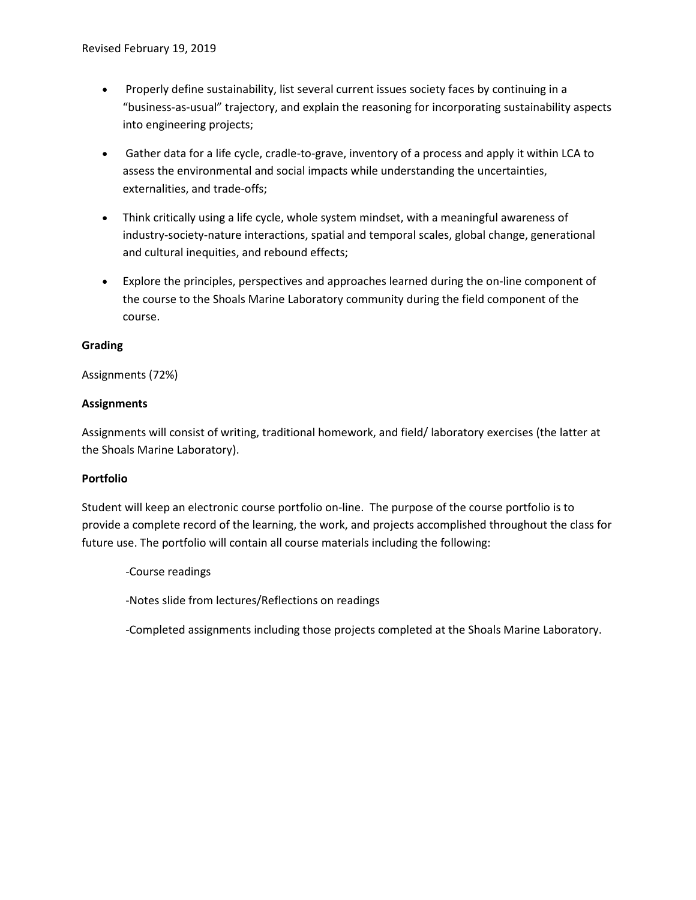- Properly define sustainability, list several current issues society faces by continuing in a "business-as-usual" trajectory, and explain the reasoning for incorporating sustainability aspects into engineering projects;
- Gather data for a life cycle, cradle-to-grave, inventory of a process and apply it within LCA to assess the environmental and social impacts while understanding the uncertainties, externalities, and trade-offs;
- Think critically using a life cycle, whole system mindset, with a meaningful awareness of industry-society-nature interactions, spatial and temporal scales, global change, generational and cultural inequities, and rebound effects;
- Explore the principles, perspectives and approaches learned during the on-line component of the course to the Shoals Marine Laboratory community during the field component of the course.

**Grading**

Assignments (72%)

**Assignments**

Assignments will consist of writing, traditional homework, and field/ laboratory exercises (the latter at the Shoals Marine Laboratory).

**Portfolio**

Student will keep an electronic course portfolio on-line. The purpose of the course portfolio is to provide a complete record of the learning, the work, and projects accomplished throughout the class for future use. The portfolio will contain all course materials including the following:

-Course readings

-Notes slide from lectures/Reflections on readings

-Completed assignments including those projects completed at the Shoals Marine Laboratory.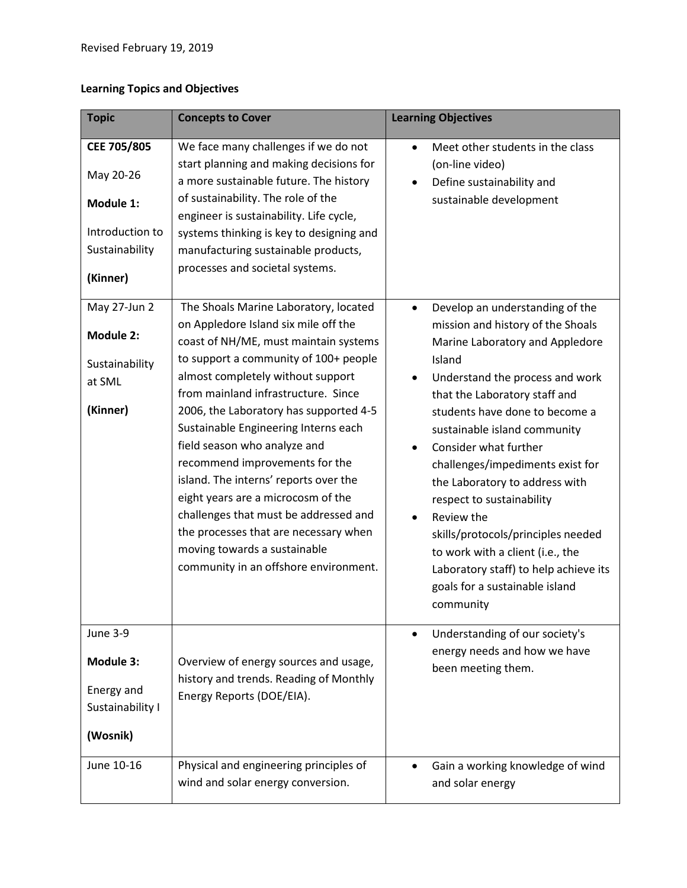Revised February 19, 2019

**Learning Topics and Objectives**

| Topic | Concepts to Cover | Learning Objectives |
|---|---|---|
| **CEE 705/805**<br>May 20-26<br>**Module 1:**<br>Introduction to Sustainability<br>**(Kinner)** | We face many challenges if we do not start planning and making decisions for a more sustainable future. The history of sustainability. The role of the engineer is sustainability. Life cycle, systems thinking is key to designing and manufacturing sustainable products, processes and societal systems. | • Meet other students in the class (on-line video)<br>• Define sustainability and sustainable development |
| May 27-Jun 2<br>**Module 2:**<br>Sustainability at SML<br>**(Kinner)** | The Shoals Marine Laboratory, located on Appledore Island six mile off the coast of NH/ME, must maintain systems to support a community of 100+ people almost completely without support from mainland infrastructure. Since 2006, the Laboratory has supported 4-5 Sustainable Engineering Interns each field season who analyze and recommend improvements for the island. The interns' reports over the eight years are a microcosm of the challenges that must be addressed and the processes that are necessary when moving towards a sustainable community in an offshore environment. | • Develop an understanding of the mission and history of the Shoals Marine Laboratory and Appledore Island<br>• Understand the process and work that the Laboratory staff and students have done to become a sustainable island community<br>• Consider what further challenges/impediments exist for the Laboratory to address with respect to sustainability<br>• Review the skills/protocols/principles needed to work with a client (i.e., the Laboratory staff) to help achieve its goals for a sustainable island community |
| June 3-9<br>**Module 3:**<br>Energy and Sustainability I<br>**(Wosnik)** | Overview of energy sources and usage, history and trends. Reading of Monthly Energy Reports (DOE/EIA). | • Understanding of our society's energy needs and how we have been meeting them. |
| June 10-16 | Physical and engineering principles of wind and solar energy conversion. | • Gain a working knowledge of wind and solar energy |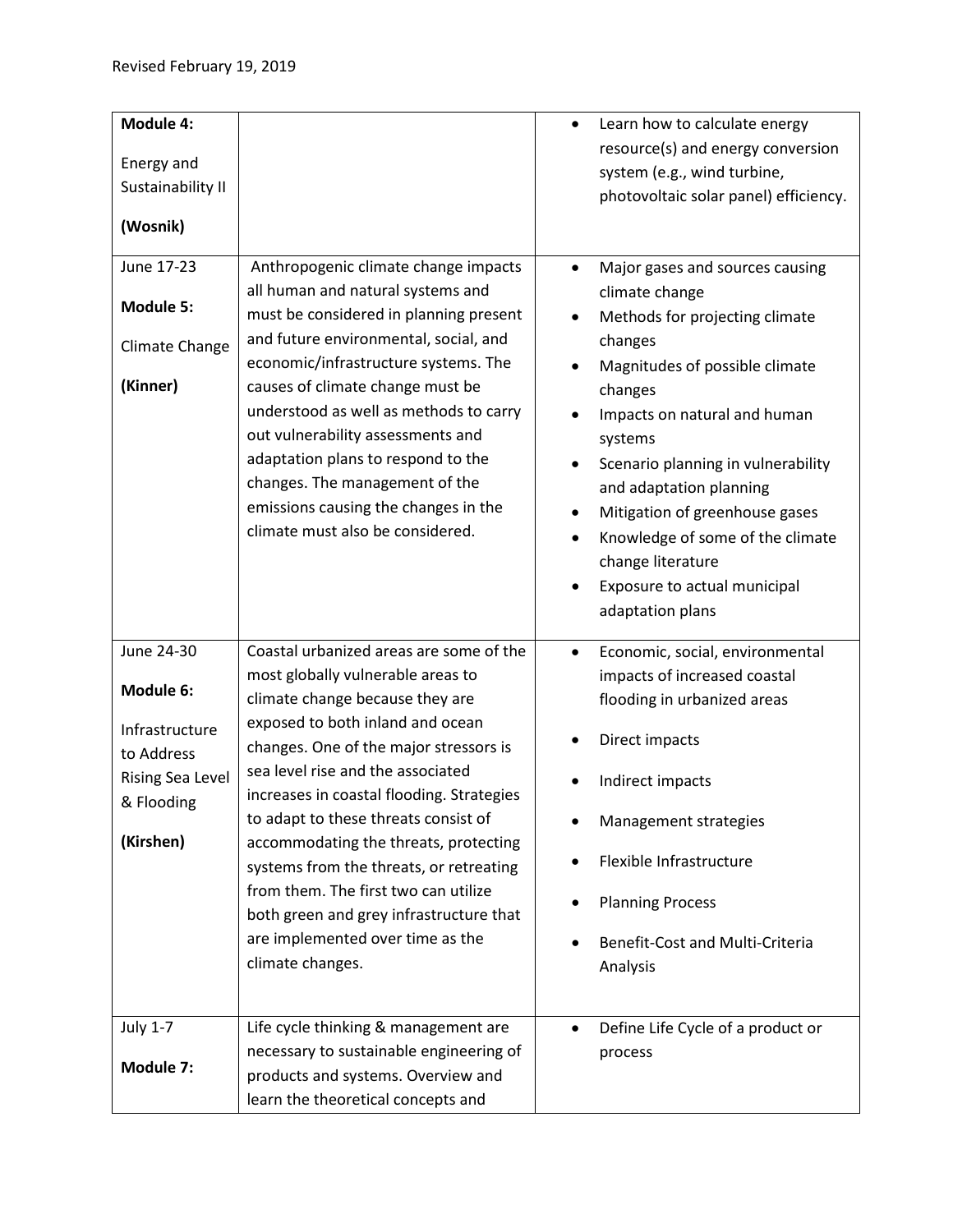Revised February 19, 2019

| | | |
|---|---|---|
| **Module 4:** Energy and Sustainability II **(Wosnik)** | | • Learn how to calculate energy resource(s) and energy conversion system (e.g., wind turbine, photovoltaic solar panel) efficiency. |
| June 17-23 **Module 5:** Climate Change **(Kinner)** | Anthropogenic climate change impacts all human and natural systems and must be considered in planning present and future environmental, social, and economic/infrastructure systems. The causes of climate change must be understood as well as methods to carry out vulnerability assessments and adaptation plans to respond to the changes. The management of the emissions causing the changes in the climate must also be considered. | • Major gases and sources causing climate change<br>• Methods for projecting climate changes<br>• Magnitudes of possible climate changes<br>• Impacts on natural and human systems<br>• Scenario planning in vulnerability and adaptation planning<br>• Mitigation of greenhouse gases<br>• Knowledge of some of the climate change literature<br>• Exposure to actual municipal adaptation plans |
| June 24-30 **Module 6:** Infrastructure to Address Rising Sea Level & Flooding **(Kirshen)** | Coastal urbanized areas are some of the most globally vulnerable areas to climate change because they are exposed to both inland and ocean changes. One of the major stressors is sea level rise and the associated increases in coastal flooding. Strategies to adapt to these threats consist of accommodating the threats, protecting systems from the threats, or retreating from them. The first two can utilize both green and grey infrastructure that are implemented over time as the climate changes. | • Economic, social, environmental impacts of increased coastal flooding in urbanized areas<br>• Direct impacts<br>• Indirect impacts<br>• Management strategies<br>• Flexible Infrastructure<br>• Planning Process<br>• Benefit-Cost and Multi-Criteria Analysis |
| July 1-7 **Module 7:** | Life cycle thinking & management are necessary to sustainable engineering of products and systems. Overview and learn the theoretical concepts and | • Define Life Cycle of a product or process |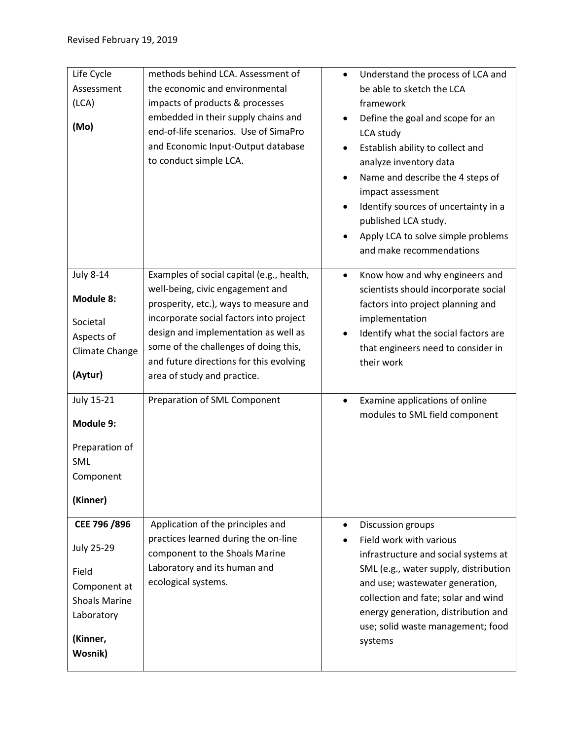| | | |
|---|---|---|
| Life Cycle Assessment (LCA)<br><br>**(Mo)** | methods behind LCA. Assessment of the economic and environmental impacts of products & processes embedded in their supply chains and end-of-life scenarios. Use of SimaPro and Economic Input-Output database to conduct simple LCA. | • Understand the process of LCA and be able to sketch the LCA framework<br>• Define the goal and scope for an LCA study<br>• Establish ability to collect and analyze inventory data<br>• Name and describe the 4 steps of impact assessment<br>• Identify sources of uncertainty in a published LCA study.<br>• Apply LCA to solve simple problems and make recommendations |
| July 8-14<br><br>**Module 8:**<br><br>Societal Aspects of Climate Change<br><br>**(Aytur)** | Examples of social capital (e.g., health, well-being, civic engagement and prosperity, etc.), ways to measure and incorporate social factors into project design and implementation as well as some of the challenges of doing this, and future directions for this evolving area of study and practice. | • Know how and why engineers and scientists should incorporate social factors into project planning and implementation<br>• Identify what the social factors are that engineers need to consider in their work |
| July 15-21<br><br>**Module 9:**<br><br>Preparation of SML Component<br><br>**(Kinner)** | Preparation of SML Component | • Examine applications of online modules to SML field component |
| **CEE 796 /896**<br><br>July 25-29<br><br>Field Component at Shoals Marine Laboratory<br><br>**(Kinner, Wosnik)** | Application of the principles and practices learned during the on-line component to the Shoals Marine Laboratory and its human and ecological systems. | • Discussion groups<br>• Field work with various infrastructure and social systems at SML (e.g., water supply, distribution and use; wastewater generation, collection and fate; solar and wind energy generation, distribution and use; solid waste management; food systems |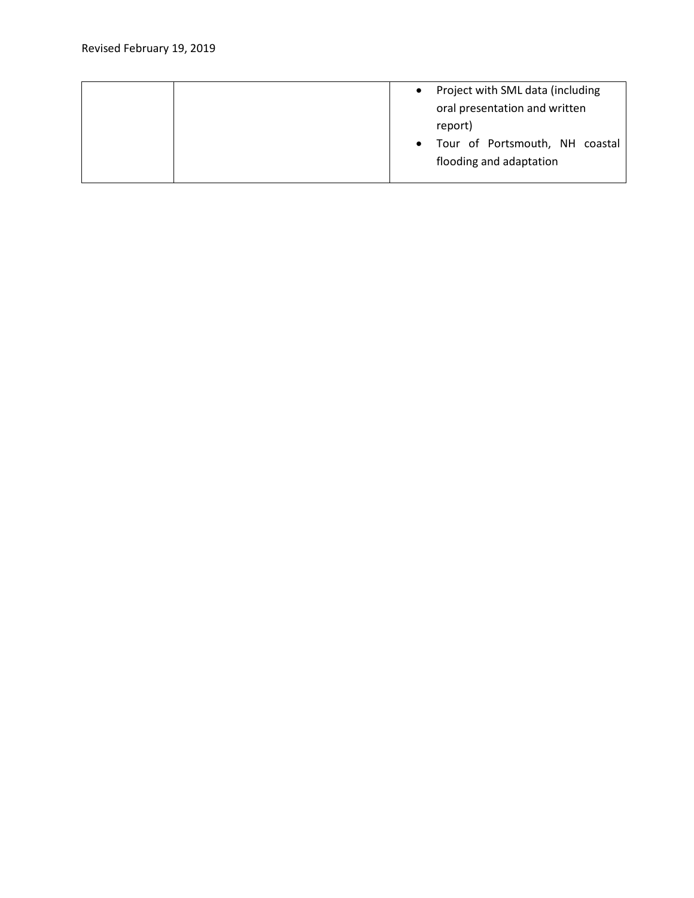| | | |
|---|---|---|
| | | • Project with SML data (including oral presentation and written report)<br>• Tour of Portsmouth, NH coastal flooding and adaptation |